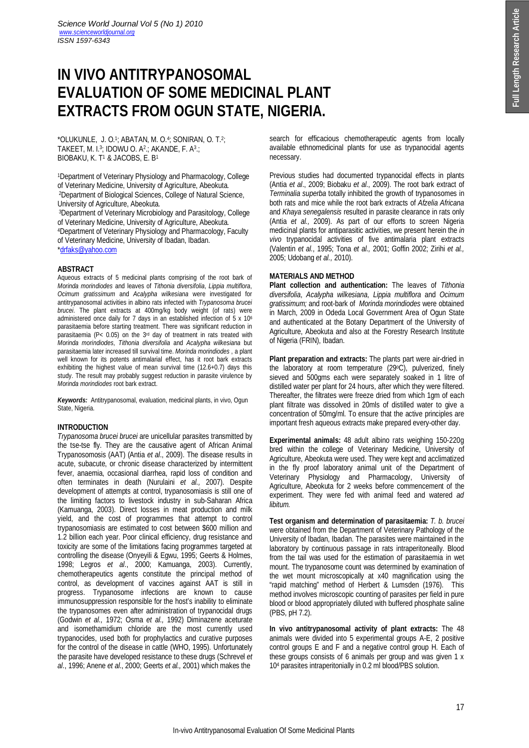# IN VIVO ANTITRYPANOSOMAL EVALUATION OF SOME MEDICINAL PLANT EXTRACTS FROM OGUN STATE, NIGERIA.

*OLUKUNLE, J. O.[1]; ABATAN, M. O.[4]; SONIRAN, O. T.[2]; TAKEET, M. I.[3]; IDOWU O. A[2].; AKANDE, F. A[3].; BIOBAKU, K. T[1] & JACOBS, E. B[1]

[1]Department of Veterinary Physiology and Pharmacology, College of Veterinary Medicine, University of Agriculture, Abeokuta.
[2]Department of Biological Sciences, College of Natural Science, University of Agriculture, Abeokuta.
[3]Department of Veterinary Microbiology and Parasitology, College of Veterinary Medicine, University of Agriculture, Abeokuta.
[4]Department of Veterinary Physiology and Pharmacology, Faculty of Veterinary Medicine, University of Ibadan, Ibadan.
*drfaks@yahoo.com

## ABSTRACT

Aqueous extracts of 5 medicinal plants comprising of the root bark of *Morinda morindiodes* and leaves of *Tithonia diversifolia*, *Lippia multiflora*, *Ocimum gratissimum* and *Acalypha wilkesiana* were investigated for antitrypanosomal activities in albino rats infected with *Trypanosoma brucei brucei*. The plant extracts at 400mg/kg body weight (of rats) were administered once daily for 7 days in an established infection of 5 x $10^6$ parasitaemia before starting treatment. There was significant reduction in parasitaemia ($P< 0.05$) on the 3rd day of treatment in rats treated with *Morinda morindiodes*, *Tithonia diversifolia* and *Acalypha wilkesiana* but parasitaemia later increased till survival time. *Morinda morindiodes* , a plant well known for its potents antimalarial effect, has it root bark extracts exhibiting the highest value of mean survival time (12.6+0.7) days this study. The result may probably suggest reduction in parasite virulence by *Morinda morindiodes* root bark extract.

***Keywords:*** Antitrypanosomal, evaluation, medicinal plants, in vivo, Ogun State, Nigeria.

## INTRODUCTION

*Trypanosoma brucei brucei* are unicellular parasites transmitted by the tse-tse fly. They are the causative agent of African Animal Trypanosomosis (AAT) (Antia *et al*., 2009). The disease results in acute, subacute, or chronic disease characterized by intermittent fever, anaemia, occasional diarrhea, rapid loss of condition and often terminates in death (Nurulaini *et al.,* 2007). Despite development of attempts at control, trypanosomiasis is still one of the limiting factors to livestock industry in sub-Saharan Africa (Kamuanga, 2003). Direct losses in meat production and milk yield, and the cost of programmes that attempt to control trypanosomiasis are estimated to cost between $600 million and 1.2 billion each year. Poor clinical efficiency, drug resistance and toxicity are some of the limitations facing programmes targeted at controlling the disease (Onyeyili & Egwu, 1995; Geerts & Holmes, 1998; Legros *et al*., 2000; Kamuanga, 2003). Currently, chemotherapeutics agents constitute the principal method of control, as development of vaccines against AAT is still in progress. Trypanosome infections are known to cause immunosuppression responsible for the host's inability to eliminate the trypanosomes even after administration of trypanocidal drugs (Godwin *et al.,* 1972; Osma *et al.,* 1992) Diminazene aceturate and isomethamidium chloride are the most currently used trypanocides, used both for prophylactics and curative purposes for the control of the disease in cattle (WHO, 1995). Unfortunately the parasite have developed resistance to these drugs (Schrevel *et al*., 1996; Anene *et al*., 2000; Geerts *et al.,* 2001) which makes the search for efficacious chemotherapeutic agents from locally available ethnomedicinal plants for use as trypanocidal agents necessary.

Previous studies had documented trypanocidal effects in plants (Antia *et al*., 2009; Biobaku *et al*., 2009). The root bark extract of *Terminalia superba* totally inhibited the growth of trypanosomes in both rats and mice while the root bark extracts of *Afzelia Africana* and *Khaya senegalensis* resulted in parasite clearance in rats only (Antia *et al.,* 2009). As part of our efforts to screen Nigeria medicinal plants for antiparasitic activities, we present herein the *in vivo* trypanocidal activities of five antimalaria plant extracts (Valentin *et al*., 1995; Tona *et al*., 2001; Goffin 2002; Zirihi *et al.,* 2005; Udobang *et al.,* 2010).

## MATERIALS AND METHOD

**Plant collection and authentication:** The leaves of *Tithonia diversifolia*, *Acalypha wilkesiana*, *Lippia multiflora* and *Ocimum gratissimum;* and root-bark of *Morinda morindiodes* were obtained in March, 2009 in Odeda Local Government Area of Ogun State and authenticated at the Botany Department of the University of Agriculture, Abeokuta and also at the Forestry Research Institute of Nigeria (FRIN), Ibadan.

**Plant preparation and extracts:** The plants part were air-dried in the laboratory at room temperature (29°C), pulverized, finely sieved and 500gms each were separately soaked in 1 litre of distilled water per plant for 24 hours, after which they were filtered. Thereafter, the filtrates were freeze dried from which 1gm of each plant filtrate was dissolved in 20mls of distilled water to give a concentration of 50mg/ml. To ensure that the active principles are important fresh aqueous extracts make prepared every-other day.

**Experimental animals:** 48 adult albino rats weighing 150-220g bred within the college of Veterinary Medicine, University of Agriculture, Abeokuta were used. They were kept and acclimatized in the fly proof laboratory animal unit of the Department of Veterinary Physiology and Pharmacology, University of Agriculture, Abeokuta for 2 weeks before commencement of the experiment. They were fed with animal feed and watered *ad libitum.*

**Test organism and determination of parasitaemia:** *T. b. brucei* were obtained from the Department of Veterinary Pathology of the University of Ibadan, Ibadan. The parasites were maintained in the laboratory by continuous passage in rats intraperitoneally. Blood from the tail was used for the estimation of parasitaemia in wet mount. The trypanosome count was determined by examination of the wet mount microscopically at x40 magnification using the "rapid matching" method of Herbert & Lumsden (1976). This method involves microscopic counting of parasites per field in pure blood or blood appropriately diluted with buffered phosphate saline (PBS, pH 7.2).

**In vivo antitrypanosomal activity of plant extracts:** The 48 animals were divided into 5 experimental groups A-E, 2 positive control groups E and F and a negative control group H. Each of these groups consists of 6 animals per group and was given 1 x $10^4$ parasites intraperitonially in 0.2 ml blood/PBS solution.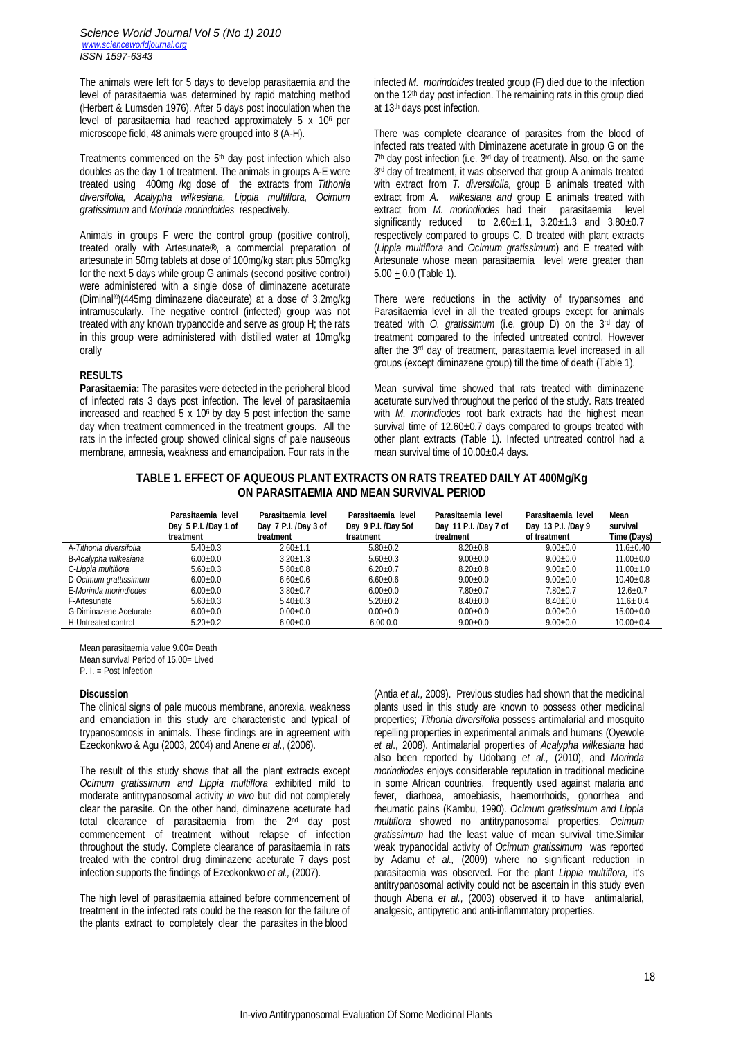The animals were left for 5 days to develop parasitaemia and the level of parasitaemia was determined by rapid matching method (Herbert & Lumsden 1976). After 5 days post inoculation when the level of parasitaemia had reached approximately 5 x $10^6$ per microscope field, 48 animals were grouped into 8 (A-H).

Treatments commenced on the 5[th] day post infection which also doubles as the day 1 of treatment. The animals in groups A-E were treated using 400mg /kg dose of the extracts from *Tithonia diversifolia, Acalypha wilkesiana, Lippia multiflora, Ocimum gratissimum* and *Morinda morindoides* respectively.

Animals in groups F were the control group (positive control), treated orally with Artesunate®, a commercial preparation of artesunate in 50mg tablets at dose of 100mg/kg start plus 50mg/kg for the next 5 days while group G animals (second positive control) were administered with a single dose of diminazene aceturate (Diminal®)(445mg diminazene diaceurate) at a dose of 3.2mg/kg intramuscularly. The negative control (infected) group was not treated with any known trypanocide and serve as group H; the rats in this group were administered with distilled water at 10mg/kg orally

## RESULTS

**Parasitaemia:** The parasites were detected in the peripheral blood of infected rats 3 days post infection. The level of parasitaemia increased and reached 5 x $10^6$ by day 5 post infection the same day when treatment commenced in the treatment groups. All the rats in the infected group showed clinical signs of pale nauseous membrane, amnesia, weakness and emancipation. Four rats in the infected *M. morindoides* treated group (F) died due to the infection on the 12[th] day post infection. The remaining rats in this group died at 13[th] days post infection.

There was complete clearance of parasites from the blood of infected rats treated with Diminazene aceturate in group G on the 7[th] day post infection (i.e. 3[rd] day of treatment). Also, on the same 3[rd] day of treatment, it was observed that group A animals treated with extract from *T. diversifolia,* group B animals treated with extract from *A. wilkesiana and* group E animals treated with extract from *M. morindiodes* had their parasitaemia level significantly reduced to 2.60±1.1, 3.20±1.3 and 3.80±0.7 respectively compared to groups C, D treated with plant extracts (*Lippia multiflora* and *Ocimum gratissimum*) and E treated with Artesunate whose mean parasitaemia level were greater than 5.00 ± 0.0 (Table 1).

There were reductions in the activity of trypansomes and Parasitaemia level in all the treated groups except for animals treated with *O. gratissimum* (i.e. group D) on the 3[rd] day of treatment compared to the infected untreated control. However after the 3[rd] day of treatment, parasitaemia level increased in all groups (except diminazene group) till the time of death (Table 1).

Mean survival time showed that rats treated with diminazene aceturate survived throughout the period of the study. Rats treated with *M. morindiodes* root bark extracts had the highest mean survival time of 12.60±0.7 days compared to groups treated with other plant extracts (Table 1). Infected untreated control had a mean survival time of 10.00±0.4 days.

**TABLE 1. EFFECT OF AQUEOUS PLANT EXTRACTS ON RATS TREATED DAILY AT 400Mg/Kg ON PARASITAEMIA AND MEAN SURVIVAL PERIOD**

| | Parasitaemia level Day 5 P.I. /Day 1 of treatment | Parasitaemia level Day 7 P.I. /Day 3 of treatment | Parasitaemia level Day 9 P.I. /Day 5of treatment | Parasitaemia level Day 11 P.I. /Day 7 of treatment | Parasitaemia level Day 13 P.I. /Day 9 of treatment | Mean survival Time (Days) |
|---|---|---|---|---|---|---|
| A-*Tithonia diversifolia* | 5.40±0.3 | 2.60±1.1 | 5.80±0.2 | 8.20±0.8 | 9.00±0.0 | 11.6±0.40 |
| B-*Acalypha wilkesiana* | 6.00±0.0 | 3.20±1.3 | 5.60±0.3 | 9.00±0.0 | 9.00±0.0 | 11.00±0.0 |
| C-*Lippia multiflora* | 5.60±0.3 | 5.80±0.8 | 6.20±0.7 | 8.20±0.8 | 9.00±0.0 | 11.00±1.0 |
| D-*Ocimum grattissimum* | 6.00±0.0 | 6.60±0.6 | 6.60±0.6 | 9.00±0.0 | 9.00±0.0 | 10.40±0.8 |
| E-*Morinda morindoides* | 6.00±0.0 | 3.80±0.7 | 6.00±0.0 | 7.80±0.7 | 7.80±0.7 | 12.6±0.7 |
| F-Artesunate | 5.60±0.3 | 5.40±0.3 | 5.20±0.2 | 8.40±0.0 | 8.40±0.0 | 11.6± 0.4 |
| G-Diminazene Aceturate | 6.00±0.0 | 0.00±0.0 | 0.00±0.0 | 0.00±0.0 | 0.00±0.0 | 15.00±0.0 |
| H-Untreated control | 5.20±0.2 | 6.00±0.0 | 6.00 0.0 | 9.00±0.0 | 9.00±0.0 | 10.00±0.4 |

Mean parasitaemia value 9.00= Death
Mean survival Period of 15.00= Lived
P. I. = Post Infection

### Discussion

The clinical signs of pale mucous membrane, anorexia, weakness and emanciation in this study are characteristic and typical of trypanosomosis in animals. These findings are in agreement with Ezeokonkwo & Agu (2003, 2004) and Anene *et al*., (2006).

The result of this study shows that all the plant extracts except *Ocimum gratissimum and Lippia multiflora* exhibited mild to moderate antitrypanosomal activity *in vivo* but did not completely clear the parasite. On the other hand, diminazene aceturate had total clearance of parasitaemia from the 2[nd] day post commencement of treatment without relapse of infection throughout the study. Complete clearance of parasitaemia in rats treated with the control drug diminazene aceturate 7 days post infection supports the findings of Ezeokonkwo *et al.,* (2007).

The high level of parasitaemia attained before commencement of treatment in the infected rats could be the reason for the failure of the plants extract to completely clear the parasites in the blood (Antia *et al.,* 2009). Previous studies had shown that the medicinal plants used in this study are known to possess other medicinal properties; *Tithonia diversifolia* possess antimalarial and mosquito repelling properties in experimental animals and humans (Oyewole *et al*., 2008). Antimalarial properties of *Acalypha wilkesiana* had also been reported by Udobang *et al.,* (2010), and *Morinda morindiodes* enjoys considerable reputation in traditional medicine in some African countries, frequently used against malaria and fever, diarhoea, amoebiasis, haemorrhoids, gonorrhea and rheumatic pains (Kambu, 1990). *Ocimum gratissimum and Lippia multiflora* showed no antitrypanosomal properties. *Ocimum gratissimum* had the least value of mean survival time.Similar weak trypanocidal activity of *Ocimum gratissimum* was reported by Adamu *et al.,* (2009) where no significant reduction in parasitaemia was observed. For the plant *Lippia multiflora,* it's antitrypanosomal activity could not be ascertain in this study even though Abena *et al.,* (2003) observed it to have antimalarial, analgesic, antipyretic and anti-inflammatory properties.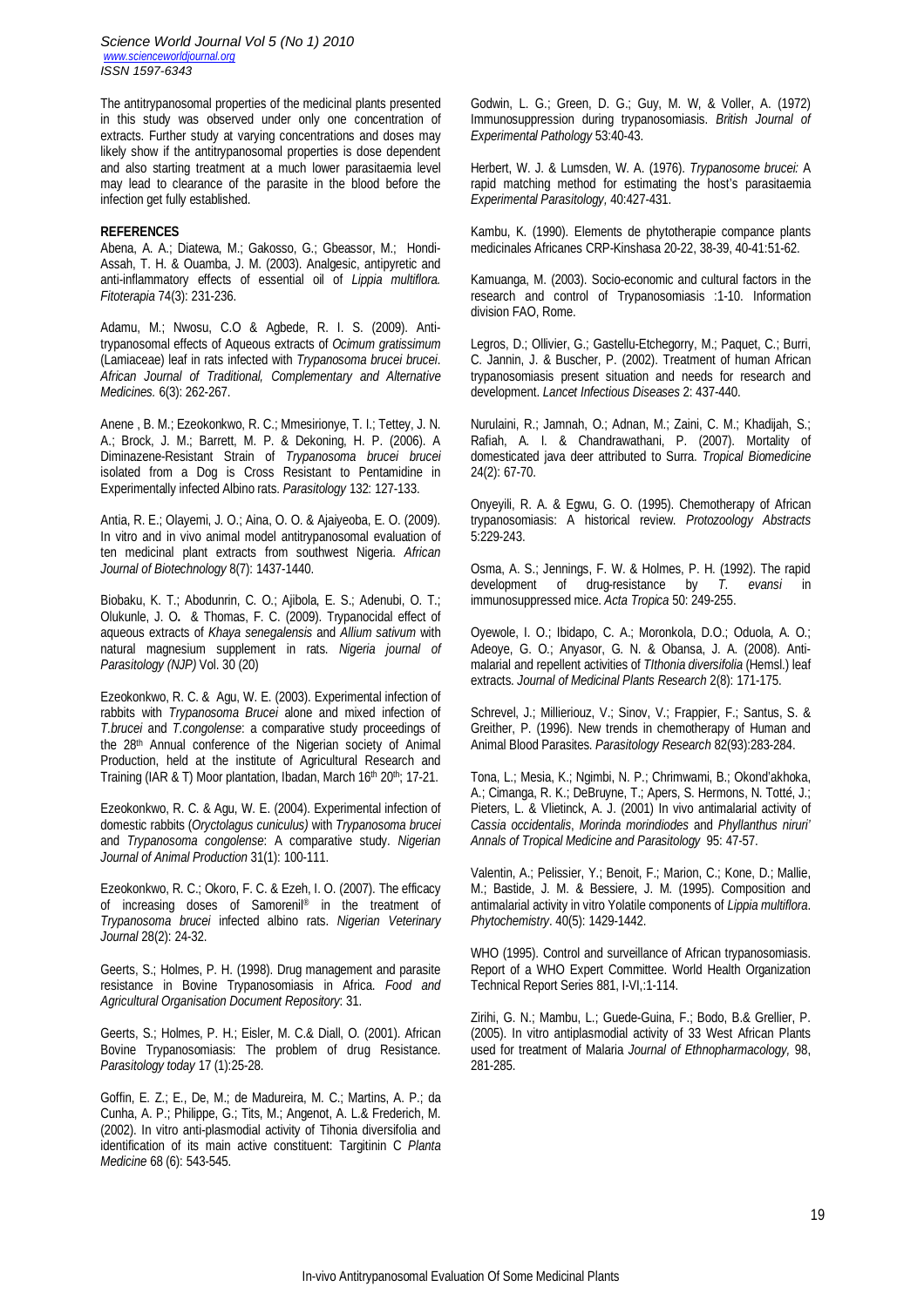The antitrypanosomal properties of the medicinal plants presented in this study was observed under only one concentration of extracts. Further study at varying concentrations and doses may likely show if the antitrypanosomal properties is dose dependent and also starting treatment at a much lower parasitaemia level may lead to clearance of the parasite in the blood before the infection get fully established.

**REFERENCES**

Abena, A. A.; Diatewa, M.; Gakosso, G.; Gbeassor, M.; Hondi-Assah, T. H. & Ouamba, J. M. (2003). Analgesic, antipyretic and anti-inflammatory effects of essential oil of *Lippia multiflora. Fitoterapia* 74(3): 231-236.

Adamu, M.; Nwosu, C.O & Agbede, R. I. S. (2009). Anti-trypanosomal effects of Aqueous extracts of *Ocimum gratissimum* (Lamiaceae) leaf in rats infected with *Trypanosoma brucei brucei*. *African Journal of Traditional, Complementary and Alternative Medicines.* 6(3): 262-267.

Anene , B. M.; Ezeokonkwo, R. C.; Mmesirionye, T. I.; Tettey, J. N. A.; Brock, J. M.; Barrett, M. P. & Dekoning, H. P. (2006). A Diminazene-Resistant Strain of *Trypanosoma brucei brucei* isolated from a Dog is Cross Resistant to Pentamidine in Experimentally infected Albino rats. *Parasitology* 132: 127-133.

Antia, R. E.; Olayemi, J. O.; Aina, O. O. & Ajaiyeoba, E. O. (2009). In vitro and in vivo animal model antitrypanosomal evaluation of ten medicinal plant extracts from southwest Nigeria. *African Journal of Biotechnology* 8(7): 1437-1440.

Biobaku, K. T.; Abodunrin, C. O.; Ajibola, E. S.; Adenubi, O. T.; Olukunle, J. O**.** & Thomas, F. C. (2009). Trypanocidal effect of aqueous extracts of *Khaya senegalensis* and *Allium sativum* with natural magnesium supplement in rats. *Nigeria journal of Parasitology (NJP)* Vol. 30 (20)

Ezeokonkwo, R. C. & Agu, W. E. (2003). Experimental infection of rabbits with *Trypanosoma Brucei* alone and mixed infection of *T.brucei* and *T.congolense*: a comparative study proceedings of the 28th Annual conference of the Nigerian society of Animal Production, held at the institute of Agricultural Research and Training (IAR & T) Moor plantation, Ibadan, March 16th 20th; 17-21.

Ezeokonkwo, R. C. & Agu, W. E. (2004). Experimental infection of domestic rabbits (*Oryctolagus cuniculus)* with *Trypanosoma brucei* and *Trypanosoma congolense*: A comparative study. *Nigerian Journal of Animal Production* 31(1): 100-111.

Ezeokonkwo, R. C.; Okoro, F. C. & Ezeh, I. O. (2007). The efficacy of increasing doses of Samorenil® in the treatment of *Trypanosoma brucei* infected albino rats. *Nigerian Veterinary Journal* 28(2): 24-32.

Geerts, S.; Holmes, P. H. (1998). Drug management and parasite resistance in Bovine Trypanosomiasis in Africa. *Food and Agricultural Organisation Document Repository*: 31.

Geerts, S.; Holmes, P. H.; Eisler, M. C.& Diall, O. (2001). African Bovine Trypanosomiasis: The problem of drug Resistance. *Parasitology today* 17 (1):25-28.

Goffin, E. Z.; E., De, M.; de Madureira, M. C.; Martins, A. P.; da Cunha, A. P.; Philippe, G.; Tits, M.; Angenot, A. L.& Frederich, M. (2002). In vitro anti-plasmodial activity of Tihonia diversifolia and identification of its main active constituent: Targitinin C *Planta Medicine* 68 (6): 543-545.

Godwin, L. G.; Green, D. G.; Guy, M. W, & Voller, A. (1972) Immunosuppression during trypanosomiasis. *British Journal of Experimental Pathology* 53:40-43.

Herbert, W. J. & Lumsden, W. A. (1976). *Trypanosome brucei:* A rapid matching method for estimating the host's parasitaemia *Experimental Parasitology*, 40:427-431.

Kambu, K. (1990). Elements de phytotherapie compance plants medicinales Africanes CRP-Kinshasa 20-22, 38-39, 40-41:51-62.

Kamuanga, M. (2003). Socio-economic and cultural factors in the research and control of Trypanosomiasis :1-10. Information division FAO, Rome.

Legros, D.; Ollivier, G.; Gastellu-Etchegorry, M.; Paquet, C.; Burri, C. Jannin, J. & Buscher, P. (2002). Treatment of human African trypanosomiasis present situation and needs for research and development. *Lancet Infectious Diseases* 2: 437-440.

Nurulaini, R.; Jamnah, O.; Adnan, M.; Zaini, C. M.; Khadijah, S.; Rafiah, A. I. & Chandrawathani, P. (2007). Mortality of domesticated java deer attributed to Surra. *Tropical Biomedicine* 24(2): 67-70.

Onyeyili, R. A. & Egwu, G. O. (1995). Chemotherapy of African trypanosomiasis: A historical review. *Protozoology Abstracts* 5:229-243.

Osma, A. S.; Jennings, F. W. & Holmes, P. H. (1992). The rapid development of drug-resistance by *T. evansi* in immunosuppressed mice. *Acta Tropica* 50: 249-255.

Oyewole, I. O.; Ibidapo, C. A.; Moronkola, D.O.; Oduola, A. O.; Adeoye, G. O.; Anyasor, G. N. & Obansa, J. A. (2008). Anti-malarial and repellent activities of *TIthonia diversifolia* (Hemsl.) leaf extracts. *Journal of Medicinal Plants Research* 2(8): 171-175.

Schrevel, J.; Millieriouz, V.; Sinov, V.; Frappier, F.; Santus, S. & Greither, P. (1996). New trends in chemotherapy of Human and Animal Blood Parasites. *Parasitology Research* 82(93):283-284.

Tona, L.; Mesia, K.; Ngimbi, N. P.; Chrimwami, B.; Okond'akhoka, A.; Cimanga, R. K.; DeBruyne, T.; Apers, S. Hermons, N. Totté, J.; Pieters, L. & Vlietinck, A. J. (2001) In vivo antimalarial activity of *Cassia occidentalis*, *Morinda morindiodes* and *Phyllanthus niruri' Annals of Tropical Medicine and Parasitology* 95: 47-57.

Valentin, A.; Pelissier, Y.; Benoit, F.; Marion, C.; Kone, D.; Mallie, M.; Bastide, J. M. & Bessiere, J. M. (1995). Composition and antimalarial activity in vitro Yolatile components of *Lippia multiflora*. *Phytochemistry*. 40(5): 1429-1442.

WHO (1995). Control and surveillance of African trypanosomiasis. Report of a WHO Expert Committee. World Health Organization Technical Report Series 881, I-VI,:1-114.

Zirihi, G. N.; Mambu, L.; Guede-Guina, F.; Bodo, B.& Grellier, P. (2005). In vitro antiplasmodial activity of 33 West African Plants used for treatment of Malaria *Journal of Ethnopharmacology,* 98, 281-285.